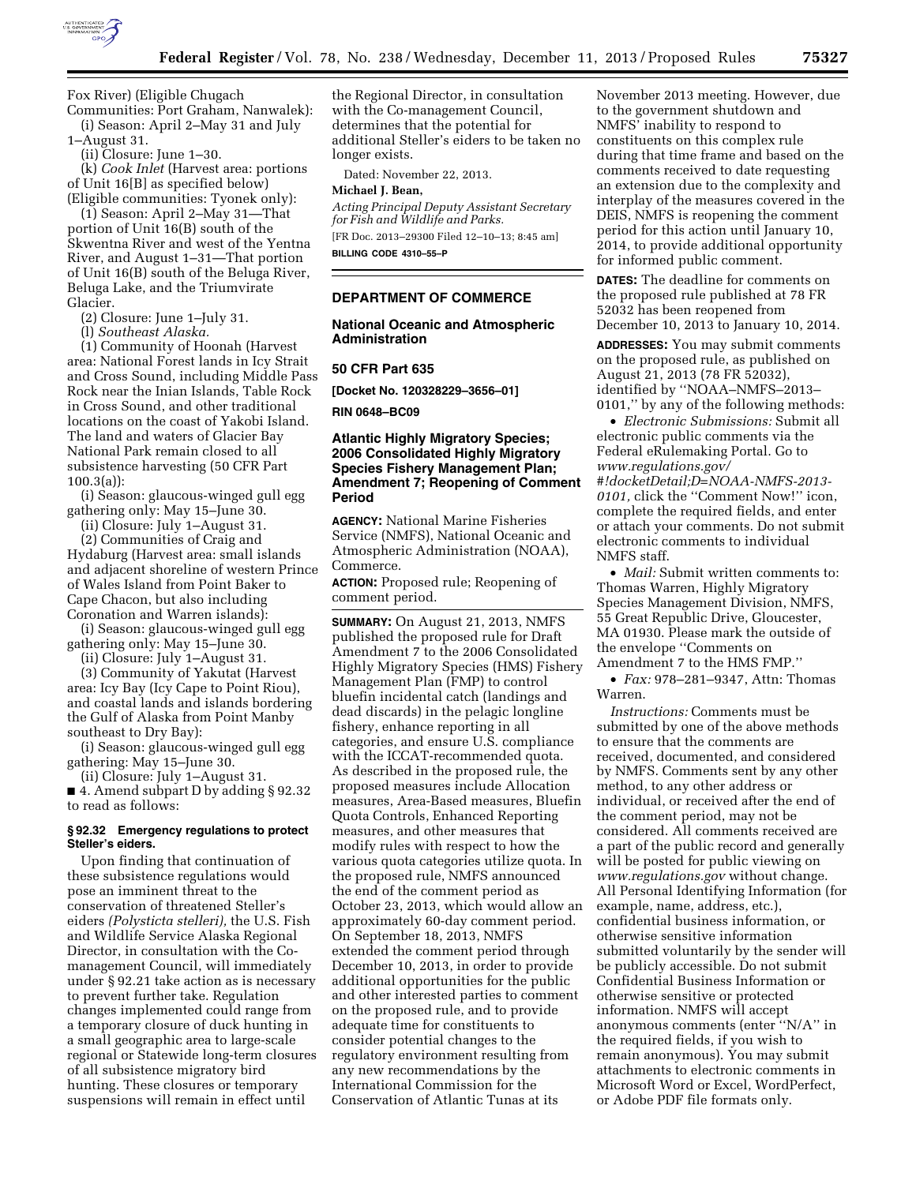Fox River) (Eligible Chugach Communities: Port Graham, Nanwalek):

(i) Season: April 2–May 31 and July 1–August 31.

(ii) Closure: June 1–30.

(k) *Cook Inlet* (Harvest area: portions of Unit 16[B] as specified below) (Eligible communities: Tyonek only):

(1) Season: April 2–May 31—That portion of Unit 16(B) south of the Skwentna River and west of the Yentna River, and August 1–31—That portion of Unit 16(B) south of the Beluga River, Beluga Lake, and the Triumvirate Glacier.

(2) Closure: June 1–July 31.

(l) *Southeast Alaska.*

(1) Community of Hoonah (Harvest area: National Forest lands in Icy Strait and Cross Sound, including Middle Pass Rock near the Inian Islands, Table Rock in Cross Sound, and other traditional locations on the coast of Yakobi Island. The land and waters of Glacier Bay National Park remain closed to all subsistence harvesting (50 CFR Part 100.3(a)):

(i) Season: glaucous-winged gull egg gathering only: May 15–June 30.

(ii) Closure: July 1–August 31.

(2) Communities of Craig and Hydaburg (Harvest area: small islands and adjacent shoreline of western Prince of Wales Island from Point Baker to Cape Chacon, but also including Coronation and Warren islands):

(i) Season: glaucous-winged gull egg gathering only: May 15–June 30.

(ii) Closure: July 1–August 31.

(3) Community of Yakutat (Harvest area: Icy Bay (Icy Cape to Point Riou), and coastal lands and islands bordering the Gulf of Alaska from Point Manby southeast to Dry Bay):

(i) Season: glaucous-winged gull egg gathering: May 15–June 30.

(ii) Closure: July 1–August 31.

■ 4. Amend subpart D by adding § 92.32 to read as follows:

**§ 92.32 Emergency regulations to protect Steller's eiders.**

Upon finding that continuation of these subsistence regulations would pose an imminent threat to the conservation of threatened Steller's eiders *(Polysticta stelleri),* the U.S. Fish and Wildlife Service Alaska Regional Director, in consultation with the Co-management Council, will immediately under § 92.21 take action as is necessary to prevent further take. Regulation changes implemented could range from a temporary closure of duck hunting in a small geographic area to large-scale regional or Statewide long-term closures of all subsistence migratory bird hunting. These closures or temporary suspensions will remain in effect until the Regional Director, in consultation with the Co-management Council, determines that the potential for additional Steller's eiders to be taken no longer exists.

Dated: November 22, 2013.

**Michael J. Bean,**

*Acting Principal Deputy Assistant Secretary for Fish and Wildlife and Parks.*

[FR Doc. 2013–29300 Filed 12–10–13; 8:45 am]

**BILLING CODE 4310–55–P**

---

## DEPARTMENT OF COMMERCE

### National Oceanic and Atmospheric Administration

### 50 CFR Part 635

**[Docket No. 120328229–3656–01]**

**RIN 0648–BC09**

### Atlantic Highly Migratory Species; 2006 Consolidated Highly Migratory Species Fishery Management Plan; Amendment 7; Reopening of Comment Period

**AGENCY:** National Marine Fisheries Service (NMFS), National Oceanic and Atmospheric Administration (NOAA), Commerce.

**ACTION:** Proposed rule; Reopening of comment period.

**SUMMARY:** On August 21, 2013, NMFS published the proposed rule for Draft Amendment 7 to the 2006 Consolidated Highly Migratory Species (HMS) Fishery Management Plan (FMP) to control bluefin incidental catch (landings and dead discards) in the pelagic longline fishery, enhance reporting in all categories, and ensure U.S. compliance with the ICCAT-recommended quota. As described in the proposed rule, the proposed measures include Allocation measures, Area-Based measures, Bluefin Quota Controls, Enhanced Reporting measures, and other measures that modify rules with respect to how the various quota categories utilize quota. In the proposed rule, NMFS announced the end of the comment period as October 23, 2013, which would allow an approximately 60-day comment period. On September 18, 2013, NMFS extended the comment period through December 10, 2013, in order to provide additional opportunities for the public and other interested parties to comment on the proposed rule, and to provide adequate time for constituents to consider potential changes to the regulatory environment resulting from any new recommendations by the International Commission for the Conservation of Atlantic Tunas at its November 2013 meeting. However, due to the government shutdown and NMFS' inability to respond to constituents on this complex rule during that time frame and based on the comments received to date requesting an extension due to the complexity and interplay of the measures covered in the DEIS, NMFS is reopening the comment period for this action until January 10, 2014, to provide additional opportunity for informed public comment.

**DATES:** The deadline for comments on the proposed rule published at 78 FR 52032 has been reopened from December 10, 2013 to January 10, 2014.

**ADDRESSES:** You may submit comments on the proposed rule, as published on August 21, 2013 (78 FR 52032), identified by "NOAA–NMFS–2013–0101," by any of the following methods:

- *Electronic Submissions:* Submit all electronic public comments via the Federal eRulemaking Portal. Go to *www.regulations.gov/#!docketDetail;D=NOAA-NMFS-2013-0101,* click the "Comment Now!" icon, complete the required fields, and enter or attach your comments. Do not submit electronic comments to individual NMFS staff.
- *Mail:* Submit written comments to: Thomas Warren, Highly Migratory Species Management Division, NMFS, 55 Great Republic Drive, Gloucester, MA 01930. Please mark the outside of the envelope "Comments on Amendment 7 to the HMS FMP."
- *Fax:* 978–281–9347, Attn: Thomas Warren.

*Instructions:* Comments must be submitted by one of the above methods to ensure that the comments are received, documented, and considered by NMFS. Comments sent by any other method, to any other address or individual, or received after the end of the comment period, may not be considered. All comments received are a part of the public record and generally will be posted for public viewing on *www.regulations.gov* without change. All Personal Identifying Information (for example, name, address, etc.), confidential business information, or otherwise sensitive information submitted voluntarily by the sender will be publicly accessible. Do not submit Confidential Business Information or otherwise sensitive or protected information. NMFS will accept anonymous comments (enter "N/A" in the required fields, if you wish to remain anonymous). You may submit attachments to electronic comments in Microsoft Word or Excel, WordPerfect, or Adobe PDF file formats only.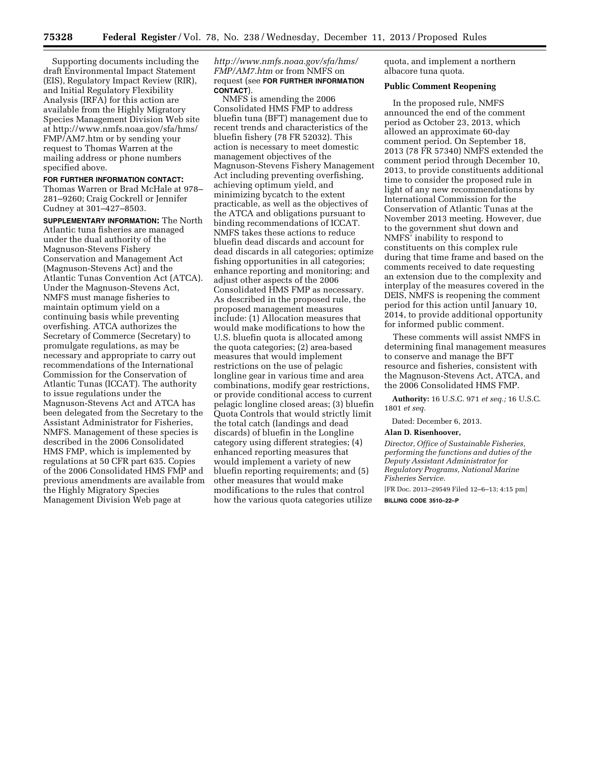Supporting documents including the draft Environmental Impact Statement (EIS), Regulatory Impact Review (RIR), and Initial Regulatory Flexibility Analysis (IRFA) for this action are available from the Highly Migratory Species Management Division Web site at http://www.nmfs.noaa.gov/sfa/hms/FMP/AM7.htm or by sending your request to Thomas Warren at the mailing address or phone numbers specified above.

**FOR FURTHER INFORMATION CONTACT:** Thomas Warren or Brad McHale at 978–281–9260; Craig Cockrell or Jennifer Cudney at 301–427–8503.

**SUPPLEMENTARY INFORMATION:** The North Atlantic tuna fisheries are managed under the dual authority of the Magnuson-Stevens Fishery Conservation and Management Act (Magnuson-Stevens Act) and the Atlantic Tunas Convention Act (ATCA). Under the Magnuson-Stevens Act, NMFS must manage fisheries to maintain optimum yield on a continuing basis while preventing overfishing. ATCA authorizes the Secretary of Commerce (Secretary) to promulgate regulations, as may be necessary and appropriate to carry out recommendations of the International Commission for the Conservation of Atlantic Tunas (ICCAT). The authority to issue regulations under the Magnuson-Stevens Act and ATCA has been delegated from the Secretary to the Assistant Administrator for Fisheries, NMFS. Management of these species is described in the 2006 Consolidated HMS FMP, which is implemented by regulations at 50 CFR part 635. Copies of the 2006 Consolidated HMS FMP and previous amendments are available from the Highly Migratory Species Management Division Web page at *http://www.nmfs.noaa.gov/sfa/hms/FMP/AM7.htm* or from NMFS on request (see **FOR FURTHER INFORMATION CONTACT**).

NMFS is amending the 2006 Consolidated HMS FMP to address bluefin tuna (BFT) management due to recent trends and characteristics of the bluefin fishery (78 FR 52032). This action is necessary to meet domestic management objectives of the Magnuson-Stevens Fishery Management Act including preventing overfishing, achieving optimum yield, and minimizing bycatch to the extent practicable, as well as the objectives of the ATCA and obligations pursuant to binding recommendations of ICCAT. NMFS takes these actions to reduce bluefin dead discards and account for dead discards in all categories; optimize fishing opportunities in all categories; enhance reporting and monitoring; and adjust other aspects of the 2006 Consolidated HMS FMP as necessary. As described in the proposed rule, the proposed management measures include: (1) Allocation measures that would make modifications to how the U.S. bluefin quota is allocated among the quota categories; (2) area-based measures that would implement restrictions on the use of pelagic longline gear in various time and area combinations, modify gear restrictions, or provide conditional access to current pelagic longline closed areas; (3) bluefin Quota Controls that would strictly limit the total catch (landings and dead discards) of bluefin in the Longline category using different strategies; (4) enhanced reporting measures that would implement a variety of new bluefin reporting requirements; and (5) other measures that would make modifications to the rules that control how the various quota categories utilize quota, and implement a northern albacore tuna quota.

## Public Comment Reopening

In the proposed rule, NMFS announced the end of the comment period as October 23, 2013, which allowed an approximate 60-day comment period. On September 18, 2013 (78 FR 57340) NMFS extended the comment period through December 10, 2013, to provide constituents additional time to consider the proposed rule in light of any new recommendations by International Commission for the Conservation of Atlantic Tunas at the November 2013 meeting. However, due to the government shut down and NMFS' inability to respond to constituents on this complex rule during that time frame and based on the comments received to date requesting an extension due to the complexity and interplay of the measures covered in the DEIS, NMFS is reopening the comment period for this action until January 10, 2014, to provide additional opportunity for informed public comment.

These comments will assist NMFS in determining final management measures to conserve and manage the BFT resource and fisheries, consistent with the Magnuson-Stevens Act, ATCA, and the 2006 Consolidated HMS FMP.

**Authority:** 16 U.S.C. 971 *et seq.;* 16 U.S.C. 1801 *et seq.*

Dated: December 6, 2013.

**Alan D. Risenhoover,**

*Director, Office of Sustainable Fisheries, performing the functions and duties of the Deputy Assistant Administrator for Regulatory Programs, National Marine Fisheries Service.*

[FR Doc. 2013–29549 Filed 12–6–13; 4:15 pm]

**BILLING CODE 3510–22–P**